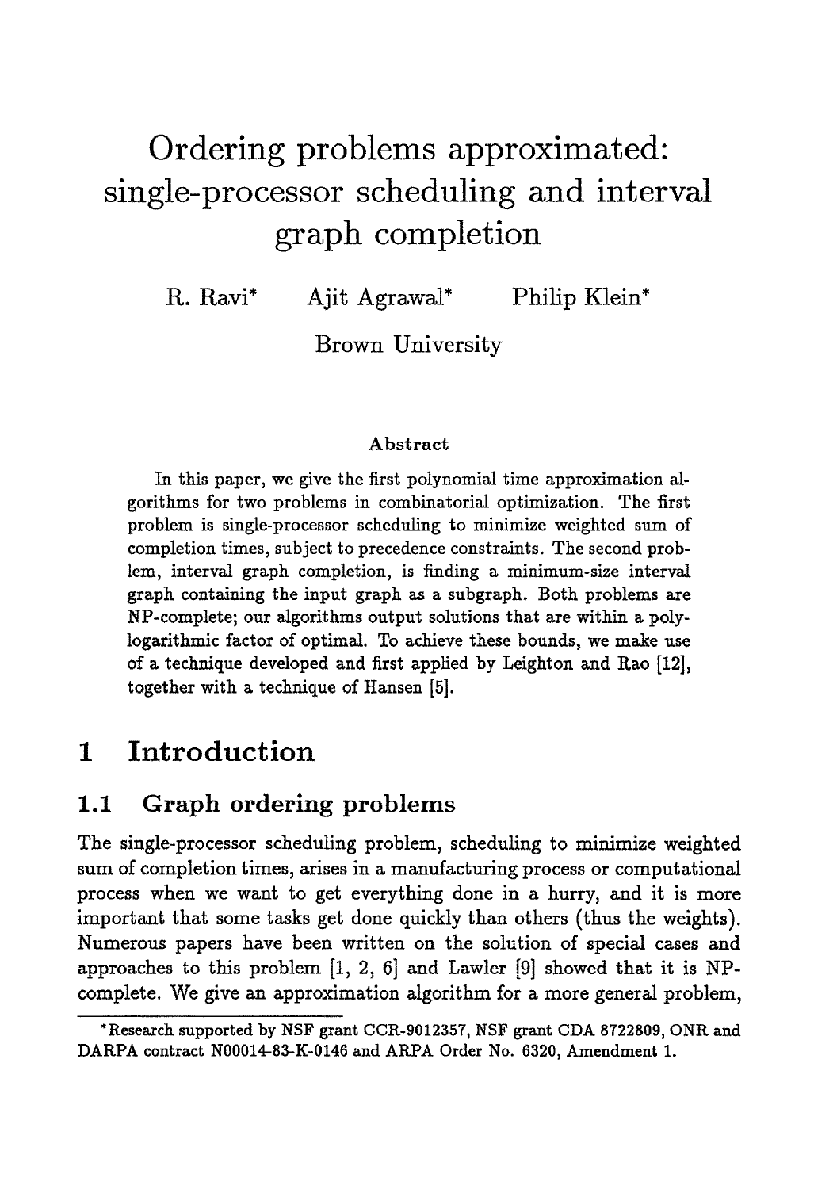// Ordering problems approximated: single-processor scheduling and interval graph completion

# Ordering problems approximated: single-processor scheduling and interval graph completion

R. Ravi* Ajit Agrawal* Philip Klein*

Brown University

### Abstract

In this paper, we give the first polynomial time approximation algorithms for two problems in combinatorial optimization. The first problem is single-processor scheduling to minimize weighted sum of completion times, subject to precedence constraints. The second problem, interval graph completion, is finding a minimum-size interval graph containing the input graph as a subgraph. Both problems are NP-complete; our algorithms output solutions that are within a polylogarithmic factor of optimal. To achieve these bounds, we make use of a technique developed and first applied by Leighton and Rao [12], together with a technique of Hansen [5].

## 1 Introduction

### 1.1 Graph ordering problems

The single-processor scheduling problem, scheduling to minimize weighted sum of completion times, arises in a manufacturing process or computational process when we want to get everything done in a hurry, and it is more important that some tasks get done quickly than others (thus the weights). Numerous papers have been written on the solution of special cases and approaches to this problem [1, 2, 6] and Lawler [9] showed that it is NP-complete. We give an approximation algorithm for a more general problem,

*Research supported by NSF grant CCR-9012357, NSF grant CDA 8722809, ONR and DARPA contract N00014-83-K-0146 and ARPA Order No. 6320, Amendment 1.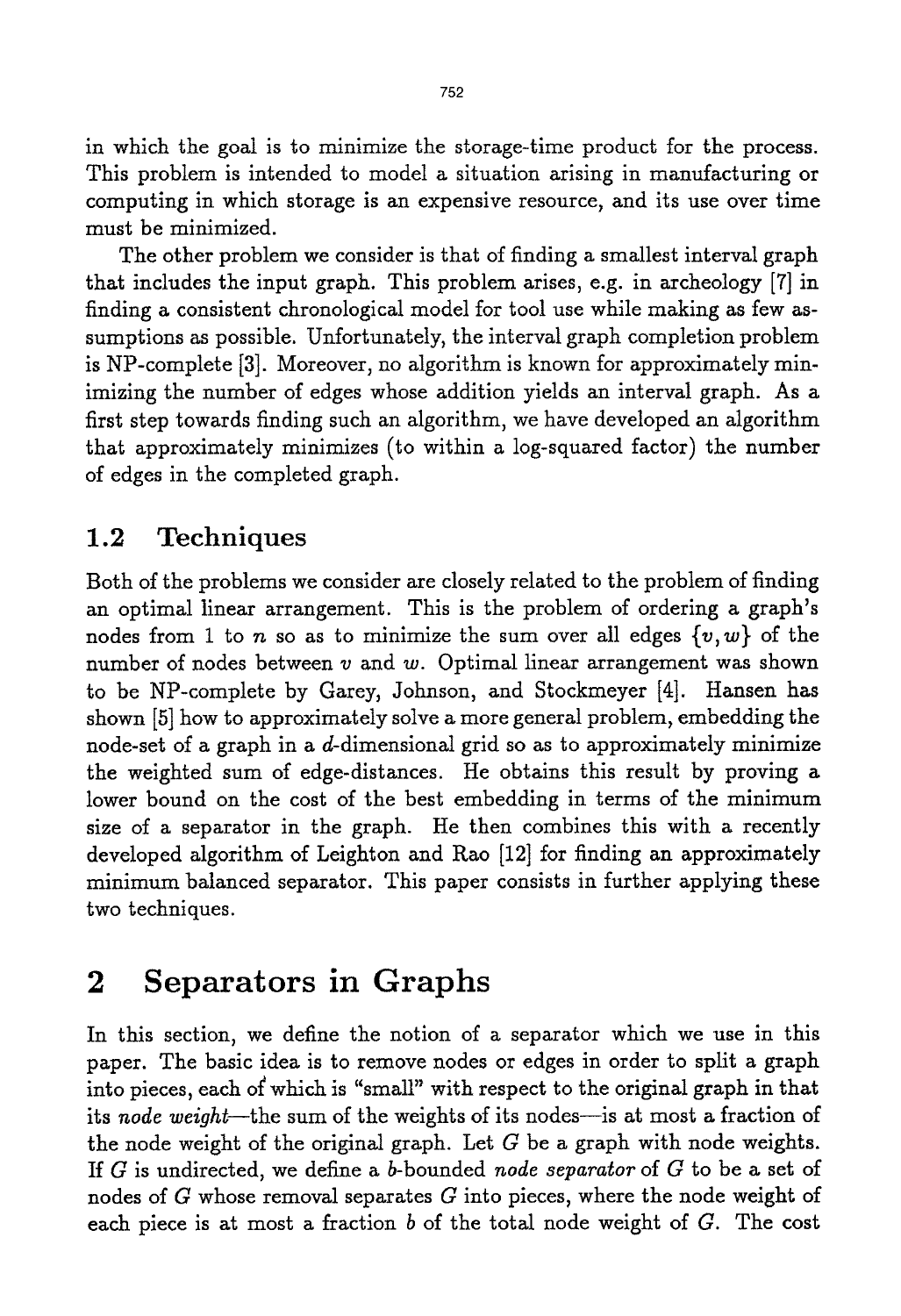in which the goal is to minimize the storage-time product for the process. This problem is intended to model a situation arising in manufacturing or computing in which storage is an expensive resource, and its use over time must be minimized.

The other problem we consider is that of finding a smallest interval graph that includes the input graph. This problem arises, e.g. in archeology [7] in finding a consistent chronological model for tool use while making as few assumptions as possible. Unfortunately, the interval graph completion problem is NP-complete [3]. Moreover, no algorithm is known for approximately minimizing the number of edges whose addition yields an interval graph. As a first step towards finding such an algorithm, we have developed an algorithm that approximately minimizes (to within a log-squared factor) the number of edges in the completed graph.

## 1.2 Techniques

Both of the problems we consider are closely related to the problem of finding an optimal linear arrangement. This is the problem of ordering a graph's nodes from 1 to $n$ so as to minimize the sum over all edges $\{v, w\}$ of the number of nodes between $v$ and $w$. Optimal linear arrangement was shown to be NP-complete by Garey, Johnson, and Stockmeyer [4]. Hansen has shown [5] how to approximately solve a more general problem, embedding the node-set of a graph in a $d$-dimensional grid so as to approximately minimize the weighted sum of edge-distances. He obtains this result by proving a lower bound on the cost of the best embedding in terms of the minimum size of a separator in the graph. He then combines this with a recently developed algorithm of Leighton and Rao [12] for finding an approximately minimum balanced separator. This paper consists in further applying these two techniques.

# 2 Separators in Graphs

In this section, we define the notion of a separator which we use in this paper. The basic idea is to remove nodes or edges in order to split a graph into pieces, each of which is "small" with respect to the original graph in that its *node weight*—the sum of the weights of its nodes—is at most a fraction of the node weight of the original graph. Let $G$ be a graph with node weights. If $G$ is undirected, we define a $b$-bounded *node separator* of $G$ to be a set of nodes of $G$ whose removal separates $G$ into pieces, where the node weight of each piece is at most a fraction $b$ of the total node weight of $G$. The cost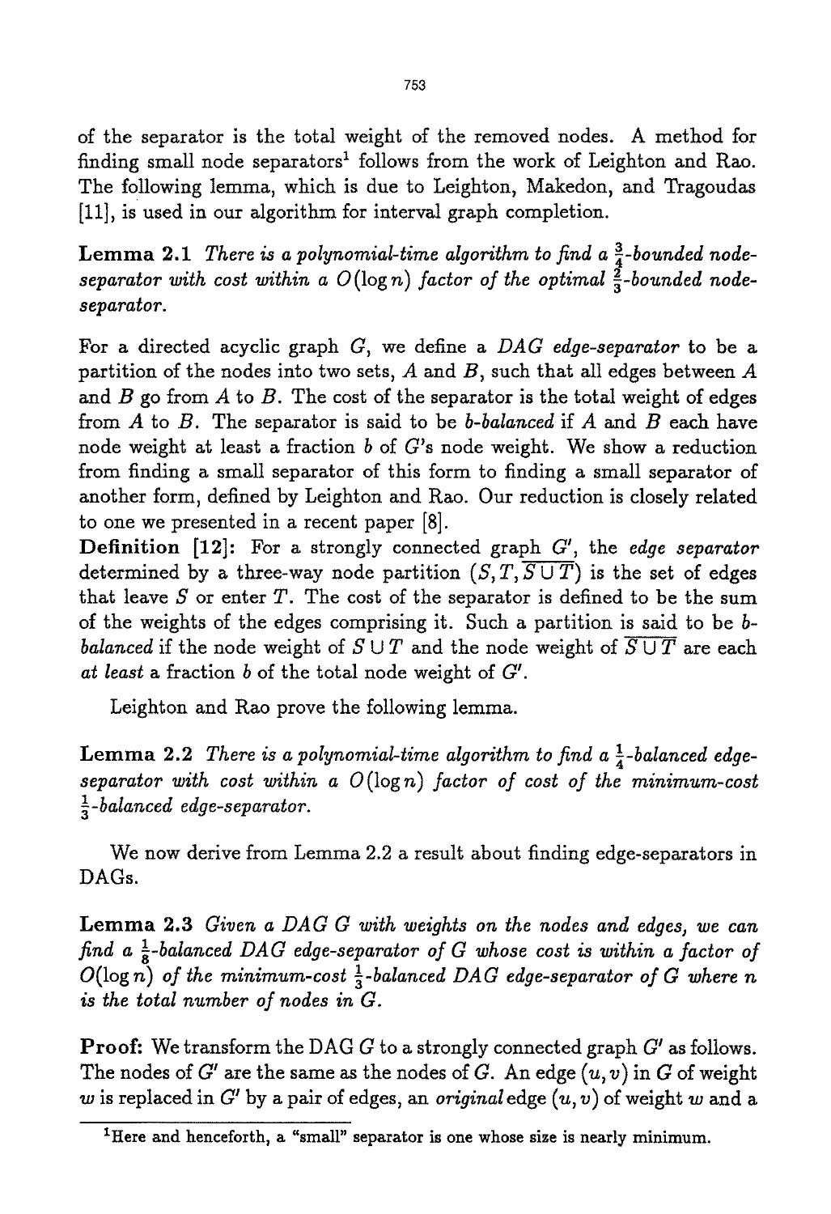of the separator is the total weight of the removed nodes. A method for finding small node separators[1] follows from the work of Leighton and Rao. The following lemma, which is due to Leighton, Makedon, and Tragoudas [11], is used in our algorithm for interval graph completion.

**Lemma 2.1** *There is a polynomial-time algorithm to find a $\frac{3}{4}$-bounded node-separator with cost within a $O(\log n)$ factor of the optimal $\frac{2}{3}$-bounded node-separator.*

For a directed acyclic graph $G$, we define a *DAG edge-separator* to be a partition of the nodes into two sets, $A$ and $B$, such that all edges between $A$ and $B$ go from $A$ to $B$. The cost of the separator is the total weight of edges from $A$ to $B$. The separator is said to be *b-balanced* if $A$ and $B$ each have node weight at least a fraction $b$ of $G$'s node weight. We show a reduction from finding a small separator of this form to finding a small separator of another form, defined by Leighton and Rao. Our reduction is closely related to one we presented in a recent paper [8].

**Definition** [12]: For a strongly connected graph $G'$, the *edge separator* determined by a three-way node partition $(S, T, \overline{S \cup T})$ is the set of edges that leave $S$ or enter $T$. The cost of the separator is defined to be the sum of the weights of the edges comprising it. Such a partition is said to be *b-balanced* if the node weight of $S \cup T$ and the node weight of $\overline{S \cup T}$ are each *at least* a fraction $b$ of the total node weight of $G'$.

Leighton and Rao prove the following lemma.

**Lemma 2.2** *There is a polynomial-time algorithm to find a $\frac{1}{4}$-balanced edge-separator with cost within a $O(\log n)$ factor of cost of the minimum-cost $\frac{1}{3}$-balanced edge-separator.*

We now derive from Lemma 2.2 a result about finding edge-separators in DAGs.

**Lemma 2.3** *Given a DAG $G$ with weights on the nodes and edges, we can find a $\frac{1}{8}$-balanced DAG edge-separator of $G$ whose cost is within a factor of $O(\log n)$ of the minimum-cost $\frac{1}{3}$-balanced DAG edge-separator of $G$ where $n$ is the total number of nodes in $G$.*

**Proof:** We transform the DAG $G$ to a strongly connected graph $G'$ as follows. The nodes of $G'$ are the same as the nodes of $G$. An edge $(u, v)$ in $G$ of weight $w$ is replaced in $G'$ by a pair of edges, an *original* edge $(u, v)$ of weight $w$ and a

[1] Here and henceforth, a "small" separator is one whose size is nearly minimum.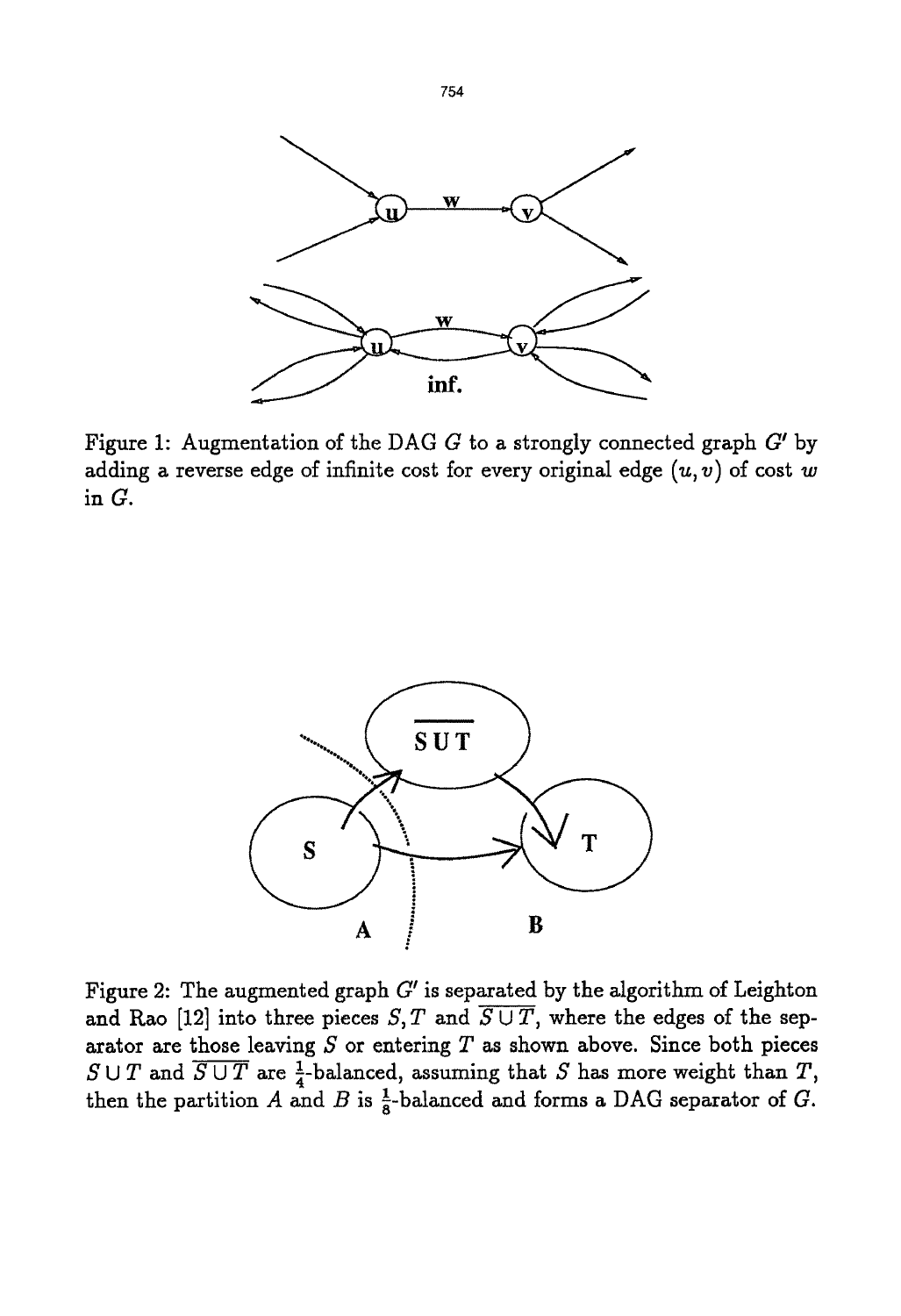Figure 1: Augmentation of the DAG $G$ to a strongly connected graph $G'$ by adding a reverse edge of infinite cost for every original edge $(u, v)$ of cost $w$ in $G$.

Figure 2: The augmented graph $G'$ is separated by the algorithm of Leighton and Rao [12] into three pieces $S, T$ and $\overline{S \cup T}$, where the edges of the separator are those leaving $S$ or entering $T$ as shown above. Since both pieces $S \cup T$ and $\overline{S \cup T}$ are $\frac{1}{4}$-balanced, assuming that $S$ has more weight than $T$, then the partition $A$ and $B$ is $\frac{1}{8}$-balanced and forms a DAG separator of $G$.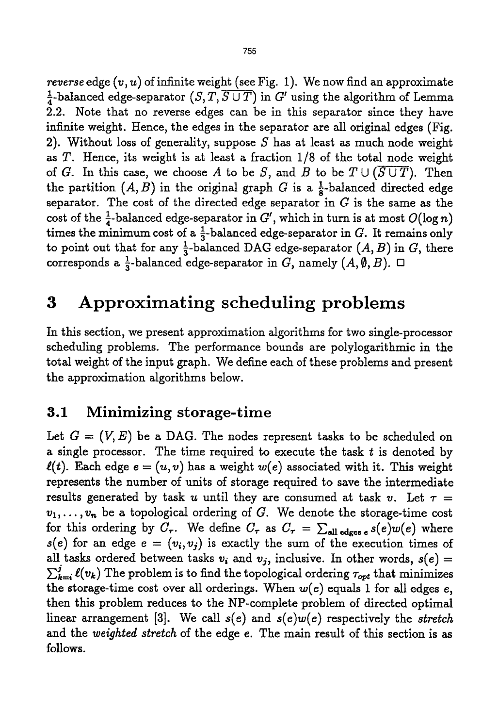*reverse* edge $(v, u)$ of infinite weight (see Fig. 1). We now find an approximate $\frac{1}{4}$-balanced edge-separator $(S, T, \overline{S \cup T})$ in $G'$ using the algorithm of Lemma 2.2. Note that no reverse edges can be in this separator since they have infinite weight. Hence, the edges in the separator are all original edges (Fig. 2). Without loss of generality, suppose $S$ has at least as much node weight as $T$. Hence, its weight is at least a fraction 1/8 of the total node weight of $G$. In this case, we choose $A$ to be $S$, and $B$ to be $T \cup (\overline{S \cup T})$. Then the partition $(A, B)$ in the original graph $G$ is a $\frac{1}{8}$-balanced directed edge separator. The cost of the directed edge separator in $G$ is the same as the cost of the $\frac{1}{4}$-balanced edge-separator in $G'$, which in turn is at most $O(\log n)$ times the minimum cost of a $\frac{1}{3}$-balanced edge-separator in $G$. It remains only to point out that for any $\frac{1}{3}$-balanced DAG edge-separator $(A, B)$ in $G$, there corresponds a $\frac{1}{3}$-balanced edge-separator in $G$, namely $(A, \emptyset, B)$. □

# 3 Approximating scheduling problems

In this section, we present approximation algorithms for two single-processor scheduling problems. The performance bounds are polylogarithmic in the total weight of the input graph. We define each of these problems and present the approximation algorithms below.

## 3.1 Minimizing storage-time

Let $G = (V, E)$ be a DAG. The nodes represent tasks to be scheduled on a single processor. The time required to execute the task $t$ is denoted by $\ell(t)$. Each edge $e = (u, v)$ has a weight $w(e)$ associated with it. This weight represents the number of units of storage required to save the intermediate results generated by task $u$ until they are consumed at task $v$. Let $\tau = v_1, \ldots, v_n$ be a topological ordering of $G$. We denote the storage-time cost for this ordering by $C_\tau$. We define $C_\tau$ as $C_\tau = \sum_{\text{all edges } e} s(e)w(e)$ where $s(e)$ for an edge $e = (v_i, v_j)$ is exactly the sum of the execution times of all tasks ordered between tasks $v_i$ and $v_j$, inclusive. In other words, $s(e) = \sum_{k=i}^{j} \ell(v_k)$ The problem is to find the topological ordering $\tau_{opt}$ that minimizes the storage-time cost over all orderings. When $w(e)$ equals 1 for all edges $e$, then this problem reduces to the NP-complete problem of directed optimal linear arrangement [3]. We call $s(e)$ and $s(e)w(e)$ respectively the *stretch* and the *weighted stretch* of the edge $e$. The main result of this section is as follows.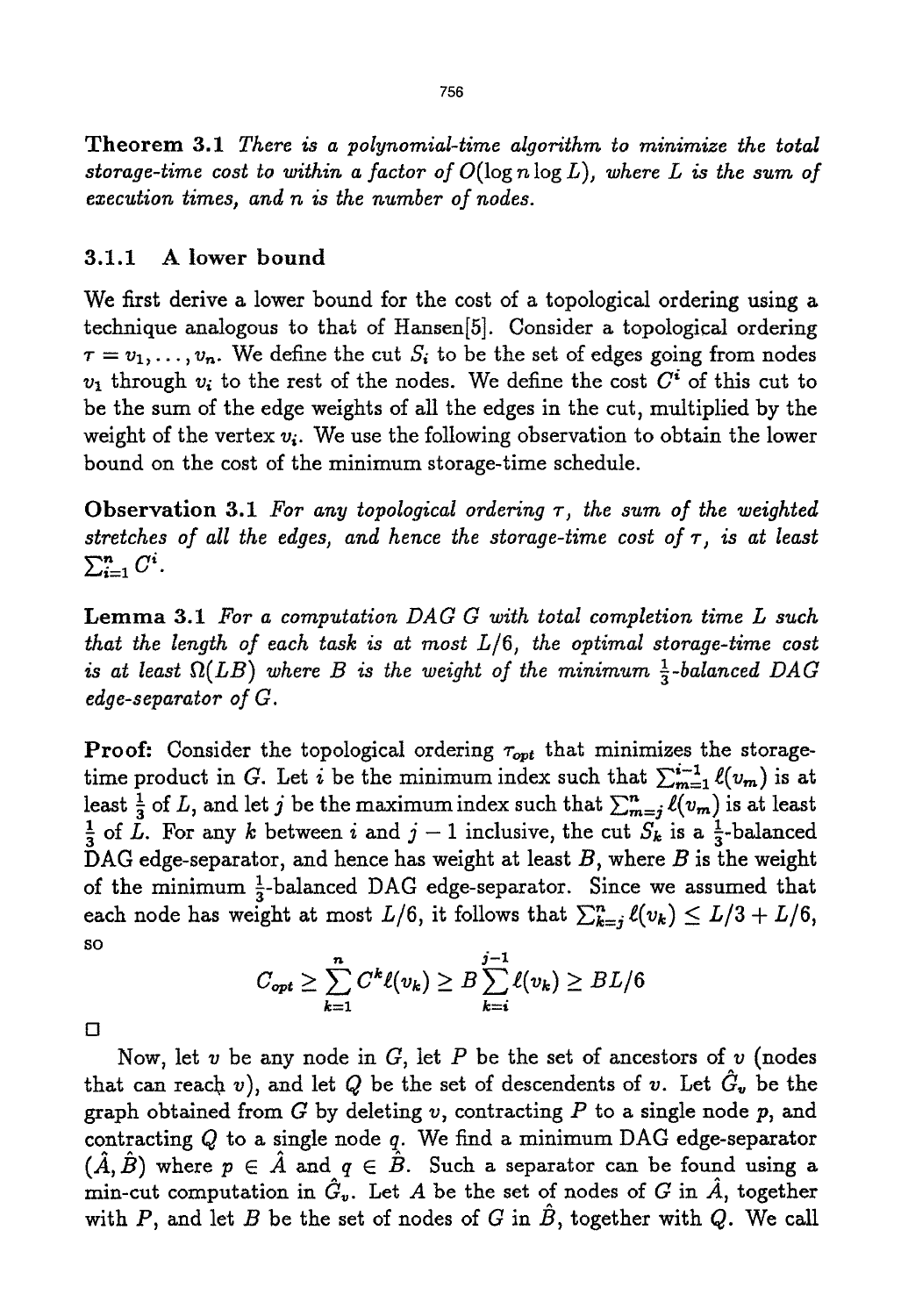**Theorem 3.1** *There is a polynomial-time algorithm to minimize the total storage-time cost to within a factor of $O(\log n \log L)$, where $L$ is the sum of execution times, and $n$ is the number of nodes.*

### 3.1.1 A lower bound

We first derive a lower bound for the cost of a topological ordering using a technique analogous to that of Hansen[5]. Consider a topological ordering $\tau = v_1, \ldots, v_n$. We define the cut $S_i$ to be the set of edges going from nodes $v_1$ through $v_i$ to the rest of the nodes. We define the cost $C^i$ of this cut to be the sum of the edge weights of all the edges in the cut, multiplied by the weight of the vertex $v_i$. We use the following observation to obtain the lower bound on the cost of the minimum storage-time schedule.

**Observation 3.1** *For any topological ordering $\tau$, the sum of the weighted stretches of all the edges, and hence the storage-time cost of $\tau$, is at least $\sum_{i=1}^{n} C^i$.*

**Lemma 3.1** *For a computation DAG $G$ with total completion time $L$ such that the length of each task is at most $L/6$, the optimal storage-time cost is at least $\Omega(LB)$ where $B$ is the weight of the minimum $\frac{1}{3}$-balanced DAG edge-separator of $G$.*

**Proof:** Consider the topological ordering $\tau_{opt}$ that minimizes the storage-time product in $G$. Let $i$ be the minimum index such that $\sum_{m=1}^{i-1} \ell(v_m)$ is at least $\frac{1}{3}$ of $L$, and let $j$ be the maximum index such that $\sum_{m=j}^{n} \ell(v_m)$ is at least $\frac{1}{3}$ of $L$. For any $k$ between $i$ and $j-1$ inclusive, the cut $S_k$ is a $\frac{1}{3}$-balanced DAG edge-separator, and hence has weight at least $B$, where $B$ is the weight of the minimum $\frac{1}{3}$-balanced DAG edge-separator. Since we assumed that each node has weight at most $L/6$, it follows that $\sum_{k=j}^{n} \ell(v_k) \leq L/3 + L/6$, so

$$C_{opt} \geq \sum_{k=1}^{n} C^k \ell(v_k) \geq B \sum_{k=i}^{j-1} \ell(v_k) \geq BL/6$$

□

Now, let $v$ be any node in $G$, let $P$ be the set of ancestors of $v$ (nodes that can reach $v$), and let $Q$ be the set of descendents of $v$. Let $\hat{G}_v$ be the graph obtained from $G$ by deleting $v$, contracting $P$ to a single node $p$, and contracting $Q$ to a single node $q$. We find a minimum DAG edge-separator $(\hat{A}, \hat{B})$ where $p \in \hat{A}$ and $q \in \hat{B}$. Such a separator can be found using a min-cut computation in $\hat{G}_v$. Let $A$ be the set of nodes of $G$ in $\hat{A}$, together with $P$, and let $B$ be the set of nodes of $G$ in $\hat{B}$, together with $Q$. We call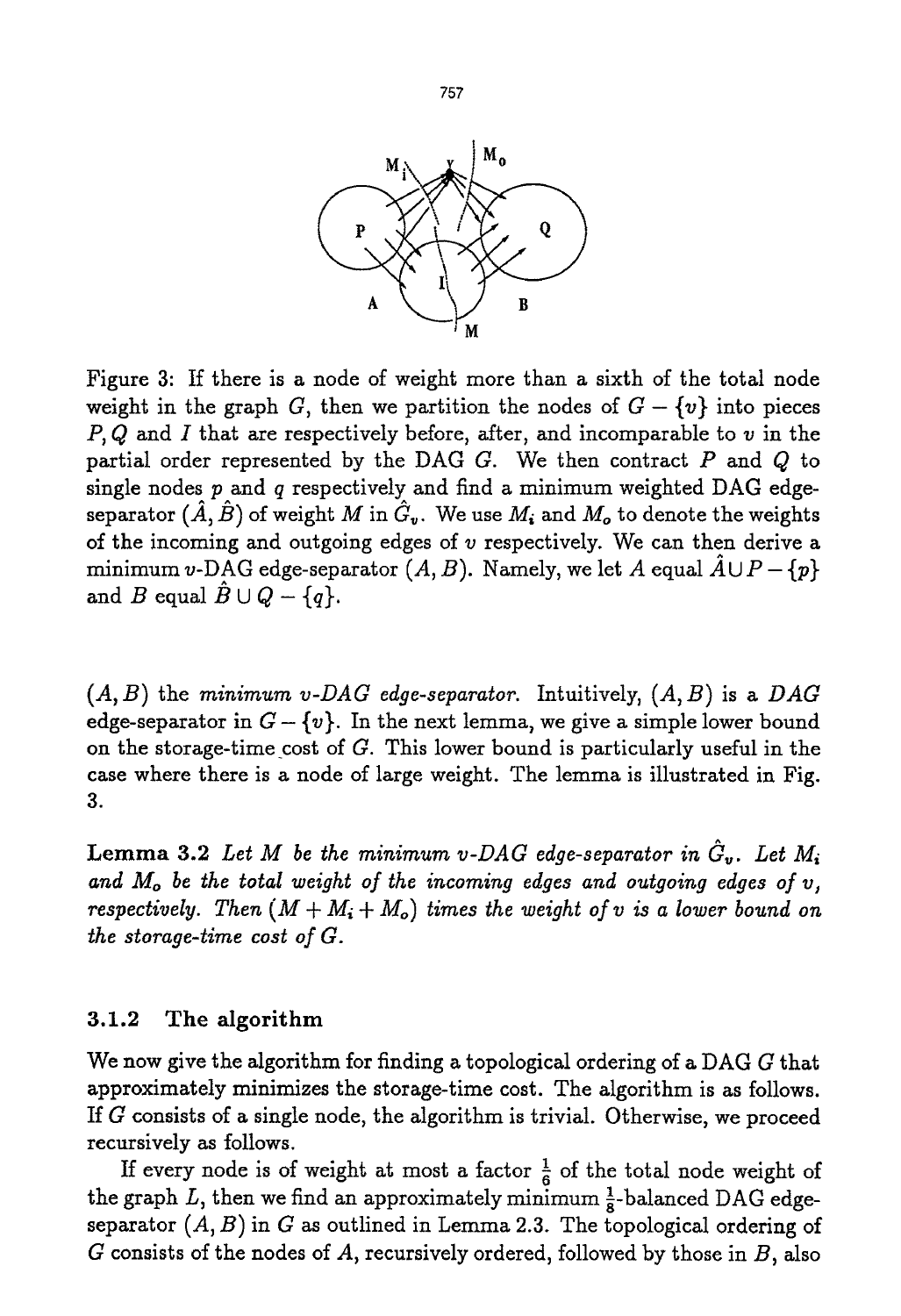Figure 3: If there is a node of weight more than a sixth of the total node weight in the graph $G$, then we partition the nodes of $G - \{v\}$ into pieces $P, Q$ and $I$ that are respectively before, after, and incomparable to $v$ in the partial order represented by the DAG $G$. We then contract $P$ and $Q$ to single nodes $p$ and $q$ respectively and find a minimum weighted DAG edge-separator $(\hat{A}, \hat{B})$ of weight $M$ in $\hat{G}_v$. We use $M_i$ and $M_o$ to denote the weights of the incoming and outgoing edges of $v$ respectively. We can then derive a minimum $v$-DAG edge-separator $(A, B)$. Namely, we let $A$ equal $\hat{A} \cup P - \{p\}$ and $B$ equal $\hat{B} \cup Q - \{q\}$.

$(A, B)$ the *minimum v-DAG edge-separator*. Intuitively, $(A, B)$ is a *DAG* edge-separator in $G - \{v\}$. In the next lemma, we give a simple lower bound on the storage-time cost of $G$. This lower bound is particularly useful in the case where there is a node of large weight. The lemma is illustrated in Fig. 3.

**Lemma 3.2** *Let $M$ be the minimum v-DAG edge-separator in $\hat{G}_v$. Let $M_i$ and $M_o$ be the total weight of the incoming edges and outgoing edges of $v$, respectively. Then $(M + M_i + M_o)$ times the weight of $v$ is a lower bound on the storage-time cost of $G$.*

### 3.1.2 The algorithm

We now give the algorithm for finding a topological ordering of a DAG $G$ that approximately minimizes the storage-time cost. The algorithm is as follows. If $G$ consists of a single node, the algorithm is trivial. Otherwise, we proceed recursively as follows.

If every node is of weight at most a factor $\frac{1}{6}$ of the total node weight of the graph $L$, then we find an approximately minimum $\frac{1}{8}$-balanced DAG edge-separator $(A, B)$ in $G$ as outlined in Lemma 2.3. The topological ordering of $G$ consists of the nodes of $A$, recursively ordered, followed by those in $B$, also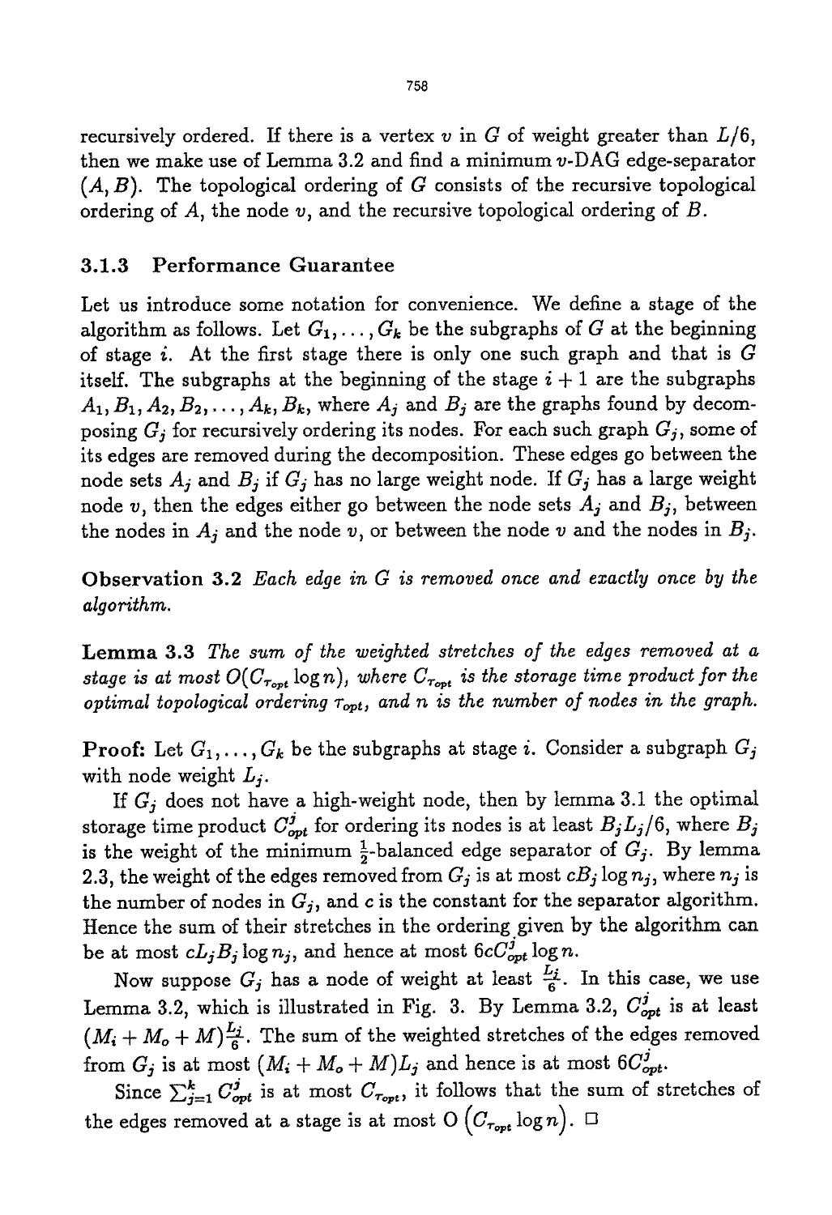recursively ordered. If there is a vertex $v$ in $G$ of weight greater than $L/6$, then we make use of Lemma 3.2 and find a minimum $v$-DAG edge-separator $(A, B)$. The topological ordering of $G$ consists of the recursive topological ordering of $A$, the node $v$, and the recursive topological ordering of $B$.

### 3.1.3 Performance Guarantee

Let us introduce some notation for convenience. We define a stage of the algorithm as follows. Let $G_1, \ldots, G_k$ be the subgraphs of $G$ at the beginning of stage $i$. At the first stage there is only one such graph and that is $G$ itself. The subgraphs at the beginning of the stage $i+1$ are the subgraphs $A_1, B_1, A_2, B_2, \ldots, A_k, B_k$, where $A_j$ and $B_j$ are the graphs found by decomposing $G_j$ for recursively ordering its nodes. For each such graph $G_j$, some of its edges are removed during the decomposition. These edges go between the node sets $A_j$ and $B_j$ if $G_j$ has no large weight node. If $G_j$ has a large weight node $v$, then the edges either go between the node sets $A_j$ and $B_j$, between the nodes in $A_j$ and the node $v$, or between the node $v$ and the nodes in $B_j$.

**Observation 3.2** *Each edge in $G$ is removed once and exactly once by the algorithm.*

**Lemma 3.3** *The sum of the weighted stretches of the edges removed at a stage is at most $O(C_{\tau_{opt}} \log n)$, where $C_{\tau_{opt}}$ is the storage time product for the optimal topological ordering $\tau_{opt}$, and $n$ is the number of nodes in the graph.*

**Proof:** Let $G_1, \ldots, G_k$ be the subgraphs at stage $i$. Consider a subgraph $G_j$ with node weight $L_j$.

If $G_j$ does not have a high-weight node, then by lemma 3.1 the optimal storage time product $C^j_{opt}$ for ordering its nodes is at least $B_j L_j/6$, where $B_j$ is the weight of the minimum $\frac{1}{2}$-balanced edge separator of $G_j$. By lemma 2.3, the weight of the edges removed from $G_j$ is at most $cB_j \log n_j$, where $n_j$ is the number of nodes in $G_j$, and $c$ is the constant for the separator algorithm. Hence the sum of their stretches in the ordering given by the algorithm can be at most $cL_jB_j \log n_j$, and hence at most $6cC^j_{opt} \log n$.

Now suppose $G_j$ has a node of weight at least $\frac{L_j}{6}$. In this case, we use Lemma 3.2, which is illustrated in Fig. 3. By Lemma 3.2, $C^j_{opt}$ is at least $(M_i + M_o + M)\frac{L_j}{6}$. The sum of the weighted stretches of the edges removed from $G_j$ is at most $(M_i + M_o + M)L_j$ and hence is at most $6C^j_{opt}$.

Since $\sum_{j=1}^{k} C^j_{opt}$ is at most $C_{\tau_{opt}}$, it follows that the sum of stretches of the edges removed at a stage is at most $O\left(C_{\tau_{opt}} \log n\right)$. □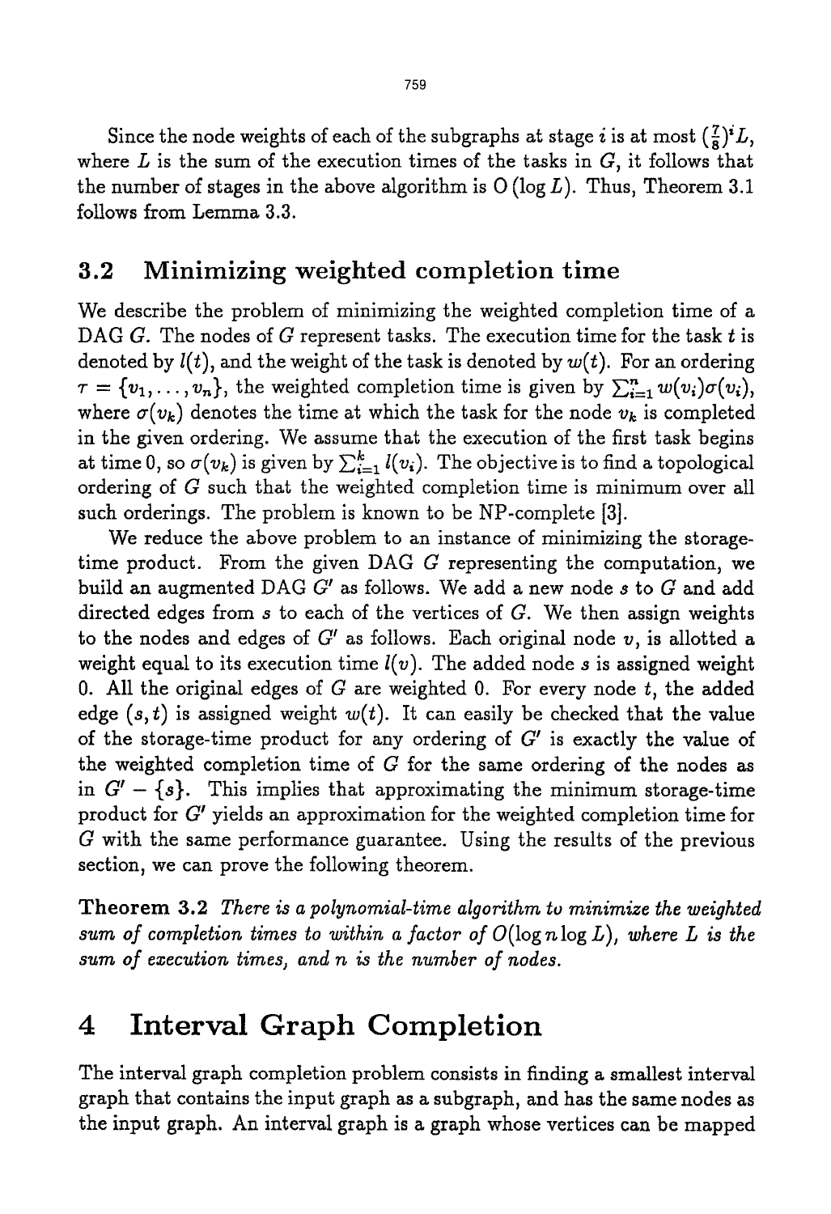Since the node weights of each of the subgraphs at stage $i$ is at most $(\frac{7}{8})^i L$, where $L$ is the sum of the execution times of the tasks in $G$, it follows that the number of stages in the above algorithm is $O(\log L)$. Thus, Theorem 3.1 follows from Lemma 3.3.

## 3.2 Minimizing weighted completion time

We describe the problem of minimizing the weighted completion time of a DAG $G$. The nodes of $G$ represent tasks. The execution time for the task $t$ is denoted by $l(t)$, and the weight of the task is denoted by $w(t)$. For an ordering $\tau = \{v_1, \ldots, v_n\}$, the weighted completion time is given by $\sum_{i=1}^{n} w(v_i)\sigma(v_i)$, where $\sigma(v_k)$ denotes the time at which the task for the node $v_k$ is completed in the given ordering. We assume that the execution of the first task begins at time 0, so $\sigma(v_k)$ is given by $\sum_{i=1}^{k} l(v_i)$. The objective is to find a topological ordering of $G$ such that the weighted completion time is minimum over all such orderings. The problem is known to be NP-complete [3].

We reduce the above problem to an instance of minimizing the storage-time product. From the given DAG $G$ representing the computation, we build an augmented DAG $G'$ as follows. We add a new node $s$ to $G$ and add directed edges from $s$ to each of the vertices of $G$. We then assign weights to the nodes and edges of $G'$ as follows. Each original node $v$, is allotted a weight equal to its execution time $l(v)$. The added node $s$ is assigned weight 0. All the original edges of $G$ are weighted 0. For every node $t$, the added edge $(s, t)$ is assigned weight $w(t)$. It can easily be checked that the value of the storage-time product for any ordering of $G'$ is exactly the value of the weighted completion time of $G$ for the same ordering of the nodes as in $G' - \{s\}$. This implies that approximating the minimum storage-time product for $G'$ yields an approximation for the weighted completion time for $G$ with the same performance guarantee. Using the results of the previous section, we can prove the following theorem.

**Theorem 3.2** *There is a polynomial-time algorithm to minimize the weighted sum of completion times to within a factor of $O(\log n \log L)$, where $L$ is the sum of execution times, and $n$ is the number of nodes.*

# 4 Interval Graph Completion

The interval graph completion problem consists in finding a smallest interval graph that contains the input graph as a subgraph, and has the same nodes as the input graph. An interval graph is a graph whose vertices can be mapped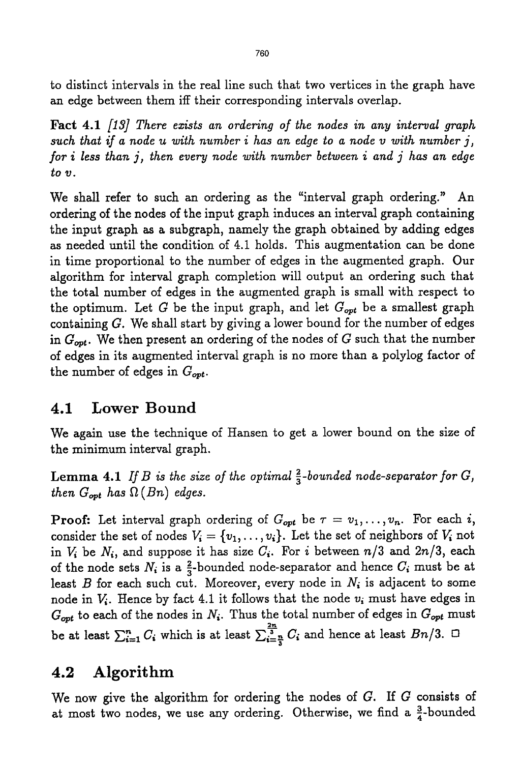to distinct intervals in the real line such that two vertices in the graph have an edge between them iff their corresponding intervals overlap.

**Fact 4.1** [13] *There exists an ordering of the nodes in any interval graph such that if a node $u$ with number $i$ has an edge to a node $v$ with number $j$, for $i$ less than $j$, then every node with number between $i$ and $j$ has an edge to $v$.*

We shall refer to such an ordering as the "interval graph ordering." An ordering of the nodes of the input graph induces an interval graph containing the input graph as a subgraph, namely the graph obtained by adding edges as needed until the condition of 4.1 holds. This augmentation can be done in time proportional to the number of edges in the augmented graph. Our algorithm for interval graph completion will output an ordering such that the total number of edges in the augmented graph is small with respect to the optimum. Let $G$ be the input graph, and let $G_{opt}$ be a smallest graph containing $G$. We shall start by giving a lower bound for the number of edges in $G_{opt}$. We then present an ordering of the nodes of $G$ such that the number of edges in its augmented interval graph is no more than a polylog factor of the number of edges in $G_{opt}$.

## 4.1 Lower Bound

We again use the technique of Hansen to get a lower bound on the size of the minimum interval graph.

**Lemma 4.1** *If $B$ is the size of the optimal $\frac{2}{3}$-bounded node-separator for $G$, then $G_{opt}$ has $\Omega(Bn)$ edges.*

**Proof:** Let interval graph ordering of $G_{opt}$ be $\tau = v_1, \ldots, v_n$. For each $i$, consider the set of nodes $V_i = \{v_1, \ldots, v_i\}$. Let the set of neighbors of $V_i$ not in $V_i$ be $N_i$, and suppose it has size $C_i$. For $i$ between $n/3$ and $2n/3$, each of the node sets $N_i$ is a $\frac{2}{3}$-bounded node-separator and hence $C_i$ must be at least $B$ for each such cut. Moreover, every node in $N_i$ is adjacent to some node in $V_i$. Hence by fact 4.1 it follows that the node $v_i$ must have edges in $G_{opt}$ to each of the nodes in $N_i$. Thus the total number of edges in $G_{opt}$ must be at least $\sum_{i=1}^{n} C_i$ which is at least $\sum_{i=\frac{n}{3}}^{\frac{2n}{3}} C_i$ and hence at least $Bn/3$. □

## 4.2 Algorithm

We now give the algorithm for ordering the nodes of $G$. If $G$ consists of at most two nodes, we use any ordering. Otherwise, we find a $\frac{3}{4}$-bounded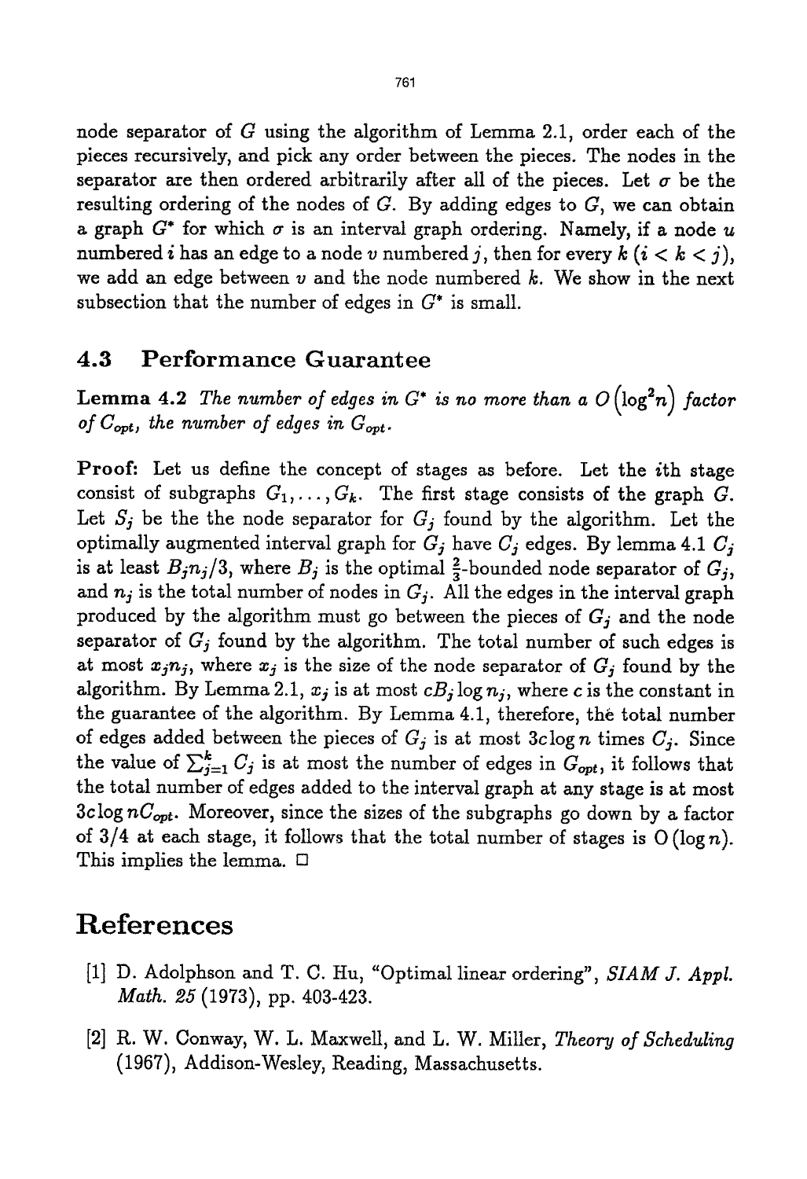node separator of $G$ using the algorithm of Lemma 2.1, order each of the pieces recursively, and pick any order between the pieces. The nodes in the separator are then ordered arbitrarily after all of the pieces. Let $\sigma$ be the resulting ordering of the nodes of $G$. By adding edges to $G$, we can obtain a graph $G^*$ for which $\sigma$ is an interval graph ordering. Namely, if a node $u$ numbered $i$ has an edge to a node $v$ numbered $j$, then for every $k$ ($i < k < j$), we add an edge between $v$ and the node numbered $k$. We show in the next subsection that the number of edges in $G^*$ is small.

## 4.3 Performance Guarantee

**Lemma 4.2** *The number of edges in $G^*$ is no more than a $O(\log^2 n)$ factor of $C_{opt}$, the number of edges in $G_{opt}$.*

**Proof:** Let us define the concept of stages as before. Let the $i$th stage consist of subgraphs $G_1, \ldots, G_k$. The first stage consists of the graph $G$. Let $S_j$ be the the node separator for $G_j$ found by the algorithm. Let the optimally augmented interval graph for $G_j$ have $C_j$ edges. By lemma 4.1 $C_j$ is at least $B_j n_j/3$, where $B_j$ is the optimal $\frac{2}{3}$-bounded node separator of $G_j$, and $n_j$ is the total number of nodes in $G_j$. All the edges in the interval graph produced by the algorithm must go between the pieces of $G_j$ and the node separator of $G_j$ found by the algorithm. The total number of such edges is at most $x_j n_j$, where $x_j$ is the size of the node separator of $G_j$ found by the algorithm. By Lemma 2.1, $x_j$ is at most $cB_j \log n_j$, where $c$ is the constant in the guarantee of the algorithm. By Lemma 4.1, therefore, the total number of edges added between the pieces of $G_j$ is at most $3c \log n$ times $C_j$. Since the value of $\sum_{j=1}^{k} C_j$ is at most the number of edges in $G_{opt}$, it follows that the total number of edges added to the interval graph at any stage is at most $3c \log n C_{opt}$. Moreover, since the sizes of the subgraphs go down by a factor of $3/4$ at each stage, it follows that the total number of stages is $O(\log n)$. This implies the lemma. □

# References

[1] D. Adolphson and T. C. Hu, "Optimal linear ordering", *SIAM J. Appl. Math. 25* (1973), pp. 403-423.

[2] R. W. Conway, W. L. Maxwell, and L. W. Miller, *Theory of Scheduling* (1967), Addison-Wesley, Reading, Massachusetts.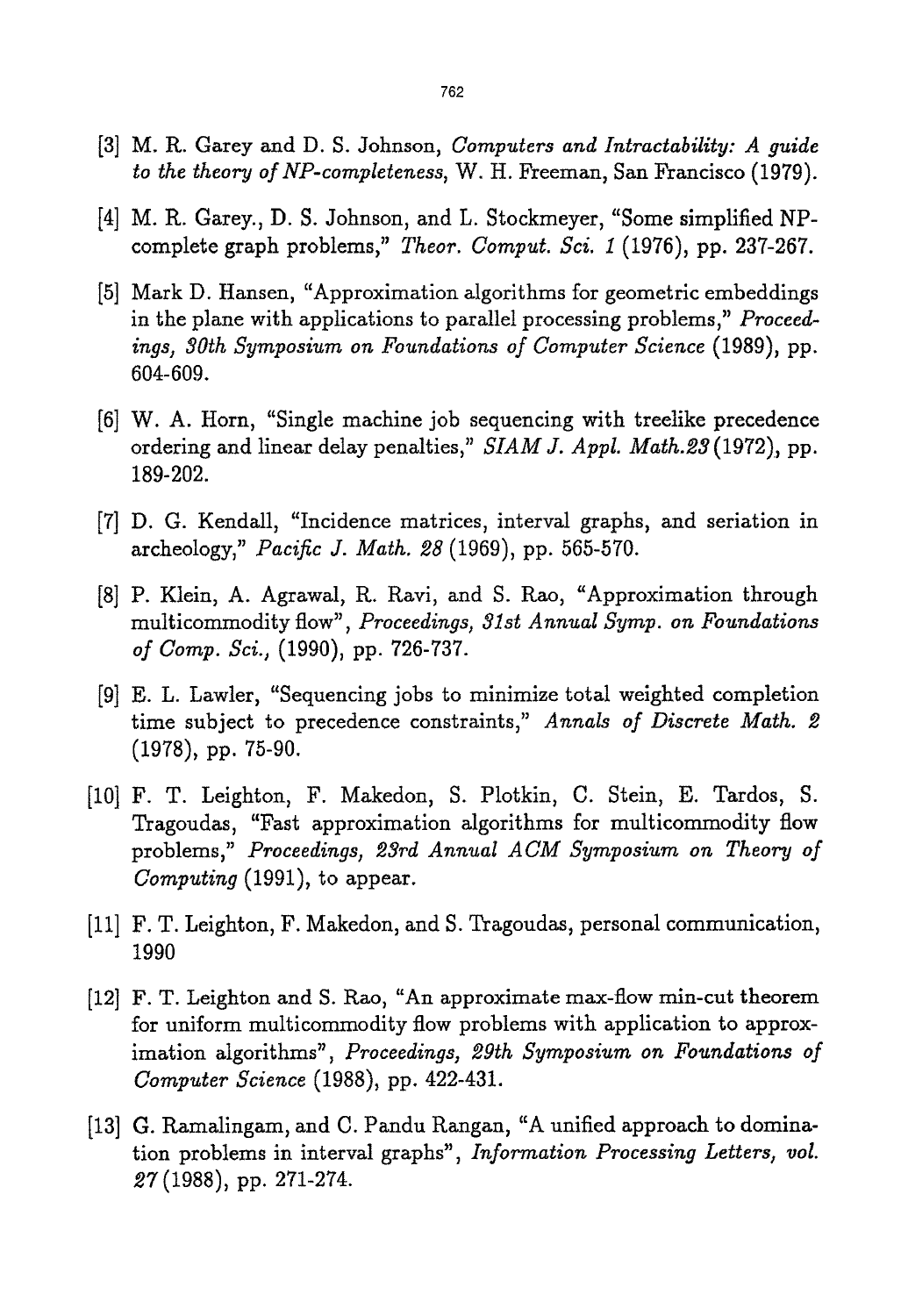[3] M. R. Garey and D. S. Johnson, *Computers and Intractability: A guide to the theory of NP-completeness*, W. H. Freeman, San Francisco (1979).

[4] M. R. Garey., D. S. Johnson, and L. Stockmeyer, "Some simplified NP-complete graph problems," *Theor. Comput. Sci. 1* (1976), pp. 237-267.

[5] Mark D. Hansen, "Approximation algorithms for geometric embeddings in the plane with applications to parallel processing problems," *Proceedings, 30th Symposium on Foundations of Computer Science* (1989), pp. 604-609.

[6] W. A. Horn, "Single machine job sequencing with treelike precedence ordering and linear delay penalties," *SIAM J. Appl. Math.23* (1972), pp. 189-202.

[7] D. G. Kendall, "Incidence matrices, interval graphs, and seriation in archeology," *Pacific J. Math. 28* (1969), pp. 565-570.

[8] P. Klein, A. Agrawal, R. Ravi, and S. Rao, "Approximation through multicommodity flow", *Proceedings, 31st Annual Symp. on Foundations of Comp. Sci.,* (1990), pp. 726-737.

[9] E. L. Lawler, "Sequencing jobs to minimize total weighted completion time subject to precedence constraints," *Annals of Discrete Math. 2* (1978), pp. 75-90.

[10] F. T. Leighton, F. Makedon, S. Plotkin, C. Stein, E. Tardos, S. Tragoudas, "Fast approximation algorithms for multicommodity flow problems," *Proceedings, 23rd Annual ACM Symposium on Theory of Computing* (1991), to appear.

[11] F. T. Leighton, F. Makedon, and S. Tragoudas, personal communication, 1990

[12] F. T. Leighton and S. Rao, "An approximate max-flow min-cut theorem for uniform multicommodity flow problems with application to approximation algorithms", *Proceedings, 29th Symposium on Foundations of Computer Science* (1988), pp. 422-431.

[13] G. Ramalingam, and C. Pandu Rangan, "A unified approach to domination problems in interval graphs", *Information Processing Letters, vol. 27* (1988), pp. 271-274.